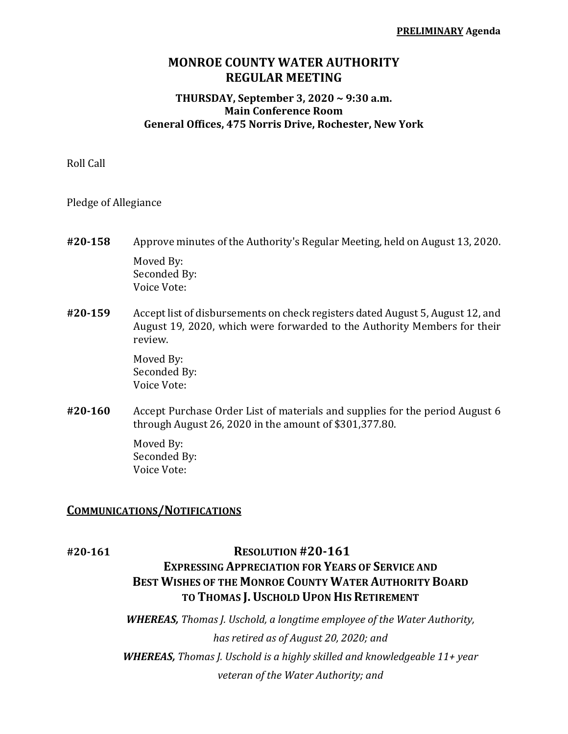**PRELIMINARY Agenda**

# MONROE COUNTY WATER AUTHORITY
# REGULAR MEETING

**THURSDAY, September 3, 2020 ~ 9:30 a.m.**
**Main Conference Room**
**General Offices, 475 Norris Drive, Rochester, New York**

Roll Call

Pledge of Allegiance

**#20-158** Approve minutes of the Authority's Regular Meeting, held on August 13, 2020.

Moved By:
Seconded By:
Voice Vote:

**#20-159** Accept list of disbursements on check registers dated August 5, August 12, and August 19, 2020, which were forwarded to the Authority Members for their review.

Moved By:
Seconded By:
Voice Vote:

**#20-160** Accept Purchase Order List of materials and supplies for the period August 6 through August 26, 2020 in the amount of $301,377.80.

Moved By:
Seconded By:
Voice Vote:

## COMMUNICATIONS/NOTIFICATIONS

**#20-161**

### RESOLUTION #20-161
### EXPRESSING APPRECIATION FOR YEARS OF SERVICE AND BEST WISHES OF THE MONROE COUNTY WATER AUTHORITY BOARD TO THOMAS J. USCHOLD UPON HIS RETIREMENT

***WHEREAS,*** *Thomas J. Uschold, a longtime employee of the Water Authority, has retired as of August 20, 2020; and*

***WHEREAS,*** *Thomas J. Uschold is a highly skilled and knowledgeable 11+ year veteran of the Water Authority; and*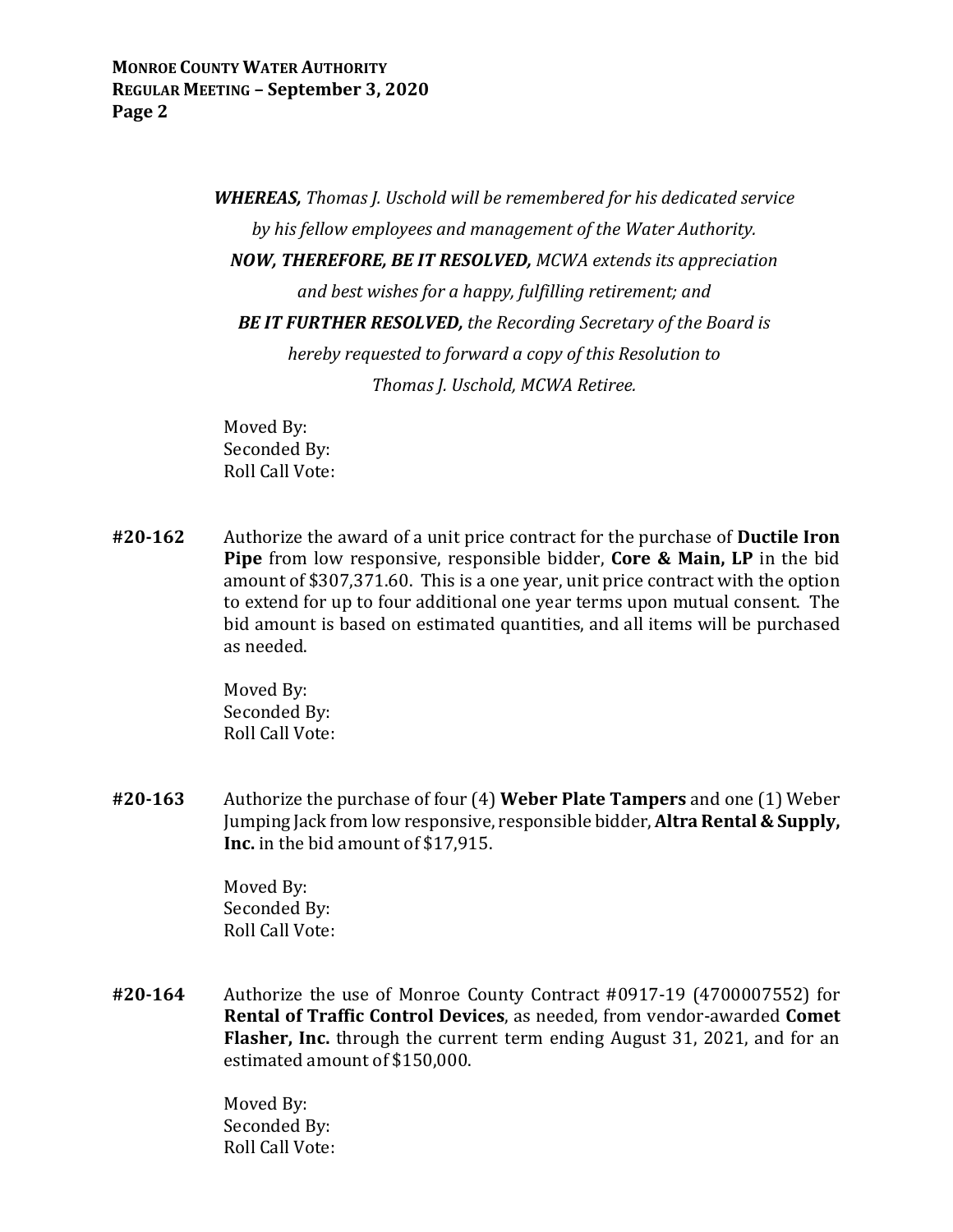***WHEREAS,** Thomas J. Uschold will be remembered for his dedicated service by his fellow employees and management of the Water Authority.*

***NOW, THEREFORE, BE IT RESOLVED,** MCWA extends its appreciation and best wishes for a happy, fulfilling retirement; and*

***BE IT FURTHER RESOLVED,** the Recording Secretary of the Board is hereby requested to forward a copy of this Resolution to Thomas J. Uschold, MCWA Retiree.*

Moved By:
Seconded By:
Roll Call Vote:

**#20-162** Authorize the award of a unit price contract for the purchase of **Ductile Iron Pipe** from low responsive, responsible bidder, **Core & Main, LP** in the bid amount of $307,371.60. This is a one year, unit price contract with the option to extend for up to four additional one year terms upon mutual consent. The bid amount is based on estimated quantities, and all items will be purchased as needed.

Moved By:
Seconded By:
Roll Call Vote:

**#20-163** Authorize the purchase of four (4) **Weber Plate Tampers** and one (1) Weber Jumping Jack from low responsive, responsible bidder, **Altra Rental & Supply, Inc.** in the bid amount of $17,915.

Moved By:
Seconded By:
Roll Call Vote:

**#20-164** Authorize the use of Monroe County Contract #0917-19 (4700007552) for **Rental of Traffic Control Devices**, as needed, from vendor-awarded **Comet Flasher, Inc.** through the current term ending August 31, 2021, and for an estimated amount of $150,000.

Moved By:
Seconded By:
Roll Call Vote: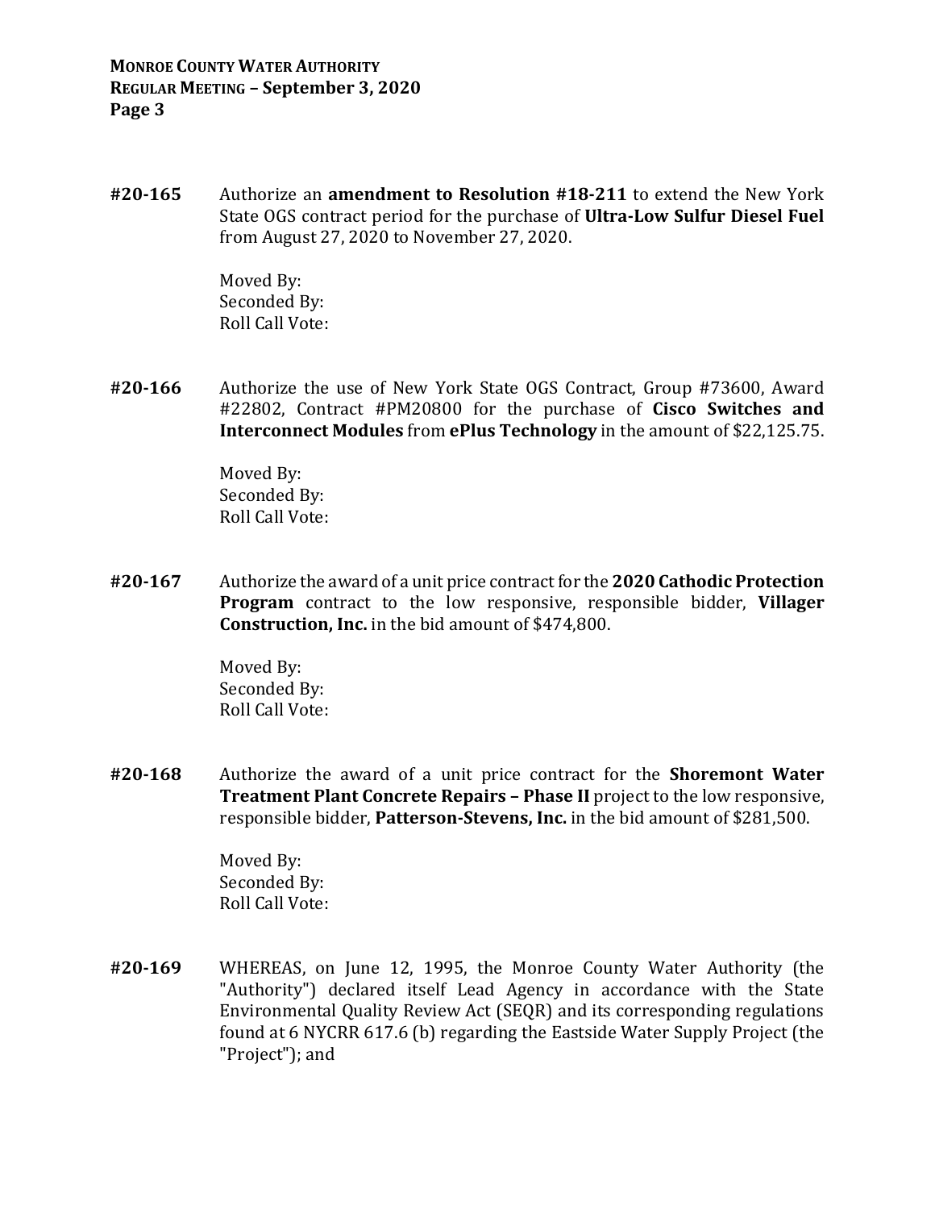**#20-165** Authorize an **amendment to Resolution #18-211** to extend the New York State OGS contract period for the purchase of **Ultra-Low Sulfur Diesel Fuel** from August 27, 2020 to November 27, 2020.

Moved By:
Seconded By:
Roll Call Vote:

**#20-166** Authorize the use of New York State OGS Contract, Group #73600, Award #22802, Contract #PM20800 for the purchase of **Cisco Switches and Interconnect Modules** from **ePlus Technology** in the amount of $22,125.75.

Moved By:
Seconded By:
Roll Call Vote:

**#20-167** Authorize the award of a unit price contract for the **2020 Cathodic Protection Program** contract to the low responsive, responsible bidder, **Villager Construction, Inc.** in the bid amount of $474,800.

Moved By:
Seconded By:
Roll Call Vote:

**#20-168** Authorize the award of a unit price contract for the **Shoremont Water Treatment Plant Concrete Repairs – Phase II** project to the low responsive, responsible bidder, **Patterson-Stevens, Inc.** in the bid amount of $281,500.

Moved By:
Seconded By:
Roll Call Vote:

**#20-169** WHEREAS, on June 12, 1995, the Monroe County Water Authority (the "Authority") declared itself Lead Agency in accordance with the State Environmental Quality Review Act (SEQR) and its corresponding regulations found at 6 NYCRR 617.6 (b) regarding the Eastside Water Supply Project (the "Project"); and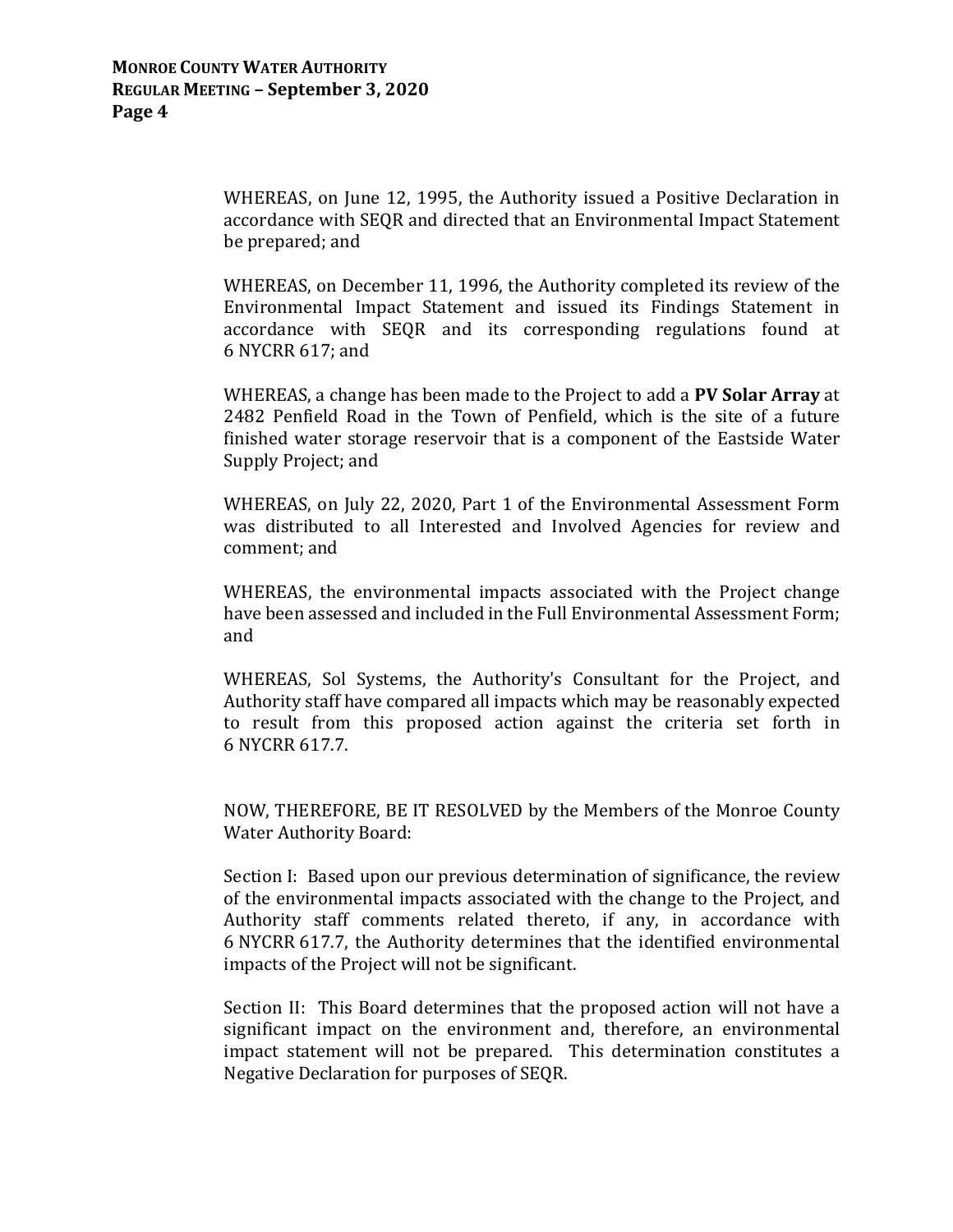WHEREAS, on June 12, 1995, the Authority issued a Positive Declaration in accordance with SEQR and directed that an Environmental Impact Statement be prepared; and

WHEREAS, on December 11, 1996, the Authority completed its review of the Environmental Impact Statement and issued its Findings Statement in accordance with SEQR and its corresponding regulations found at 6 NYCRR 617; and

WHEREAS, a change has been made to the Project to add a **PV Solar Array** at 2482 Penfield Road in the Town of Penfield, which is the site of a future finished water storage reservoir that is a component of the Eastside Water Supply Project; and

WHEREAS, on July 22, 2020, Part 1 of the Environmental Assessment Form was distributed to all Interested and Involved Agencies for review and comment; and

WHEREAS, the environmental impacts associated with the Project change have been assessed and included in the Full Environmental Assessment Form; and

WHEREAS, Sol Systems, the Authority's Consultant for the Project, and Authority staff have compared all impacts which may be reasonably expected to result from this proposed action against the criteria set forth in 6 NYCRR 617.7.

NOW, THEREFORE, BE IT RESOLVED by the Members of the Monroe County Water Authority Board:

Section I: Based upon our previous determination of significance, the review of the environmental impacts associated with the change to the Project, and Authority staff comments related thereto, if any, in accordance with 6 NYCRR 617.7, the Authority determines that the identified environmental impacts of the Project will not be significant.

Section II: This Board determines that the proposed action will not have a significant impact on the environment and, therefore, an environmental impact statement will not be prepared. This determination constitutes a Negative Declaration for purposes of SEQR.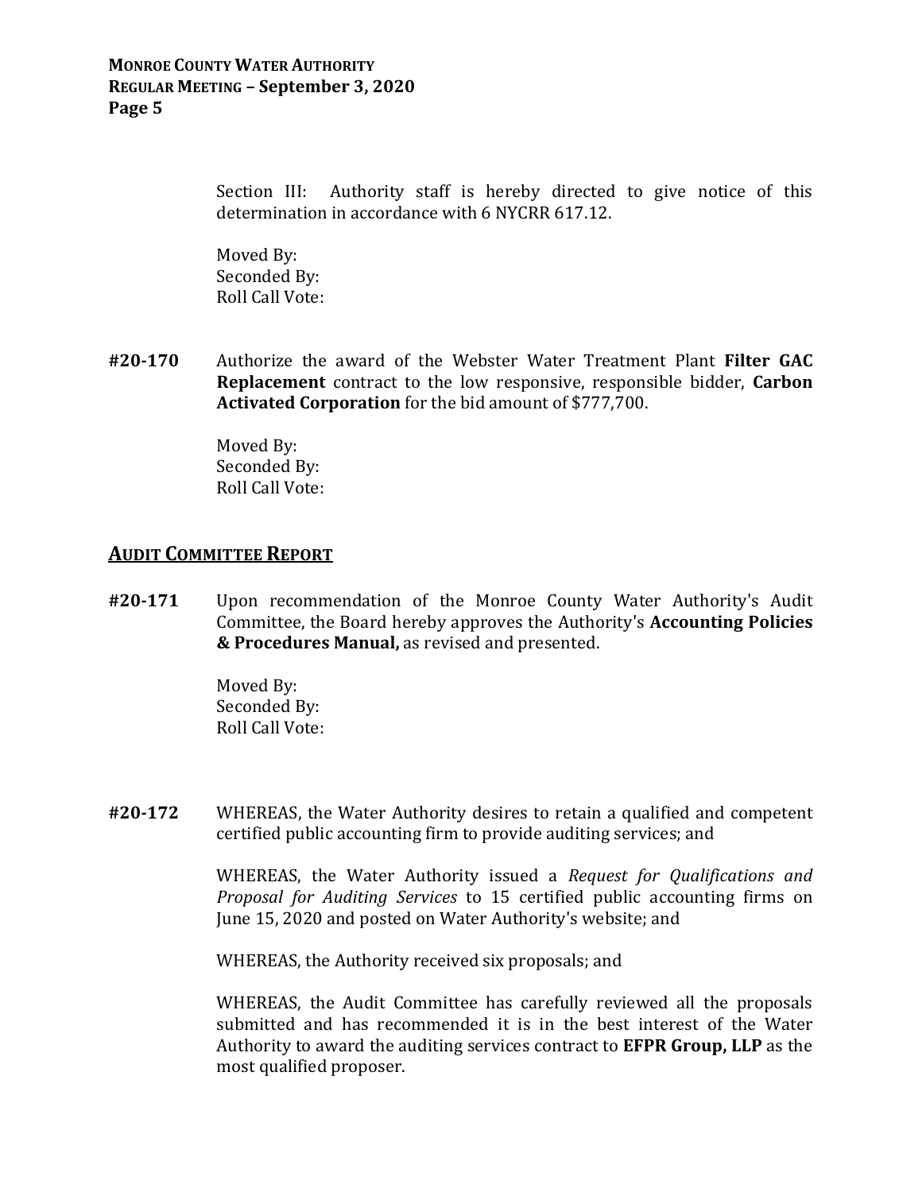Section III: Authority staff is hereby directed to give notice of this determination in accordance with 6 NYCRR 617.12.

Moved By:
Seconded By:
Roll Call Vote:

**#20-170** Authorize the award of the Webster Water Treatment Plant **Filter GAC Replacement** contract to the low responsive, responsible bidder, **Carbon Activated Corporation** for the bid amount of $777,700.

Moved By:
Seconded By:
Roll Call Vote:

## AUDIT COMMITTEE REPORT

**#20-171** Upon recommendation of the Monroe County Water Authority's Audit Committee, the Board hereby approves the Authority's **Accounting Policies & Procedures Manual,** as revised and presented.

Moved By:
Seconded By:
Roll Call Vote:

**#20-172** WHEREAS, the Water Authority desires to retain a qualified and competent certified public accounting firm to provide auditing services; and

WHEREAS, the Water Authority issued a *Request for Qualifications and Proposal for Auditing Services* to 15 certified public accounting firms on June 15, 2020 and posted on Water Authority's website; and

WHEREAS, the Authority received six proposals; and

WHEREAS, the Audit Committee has carefully reviewed all the proposals submitted and has recommended it is in the best interest of the Water Authority to award the auditing services contract to **EFPR Group, LLP** as the most qualified proposer.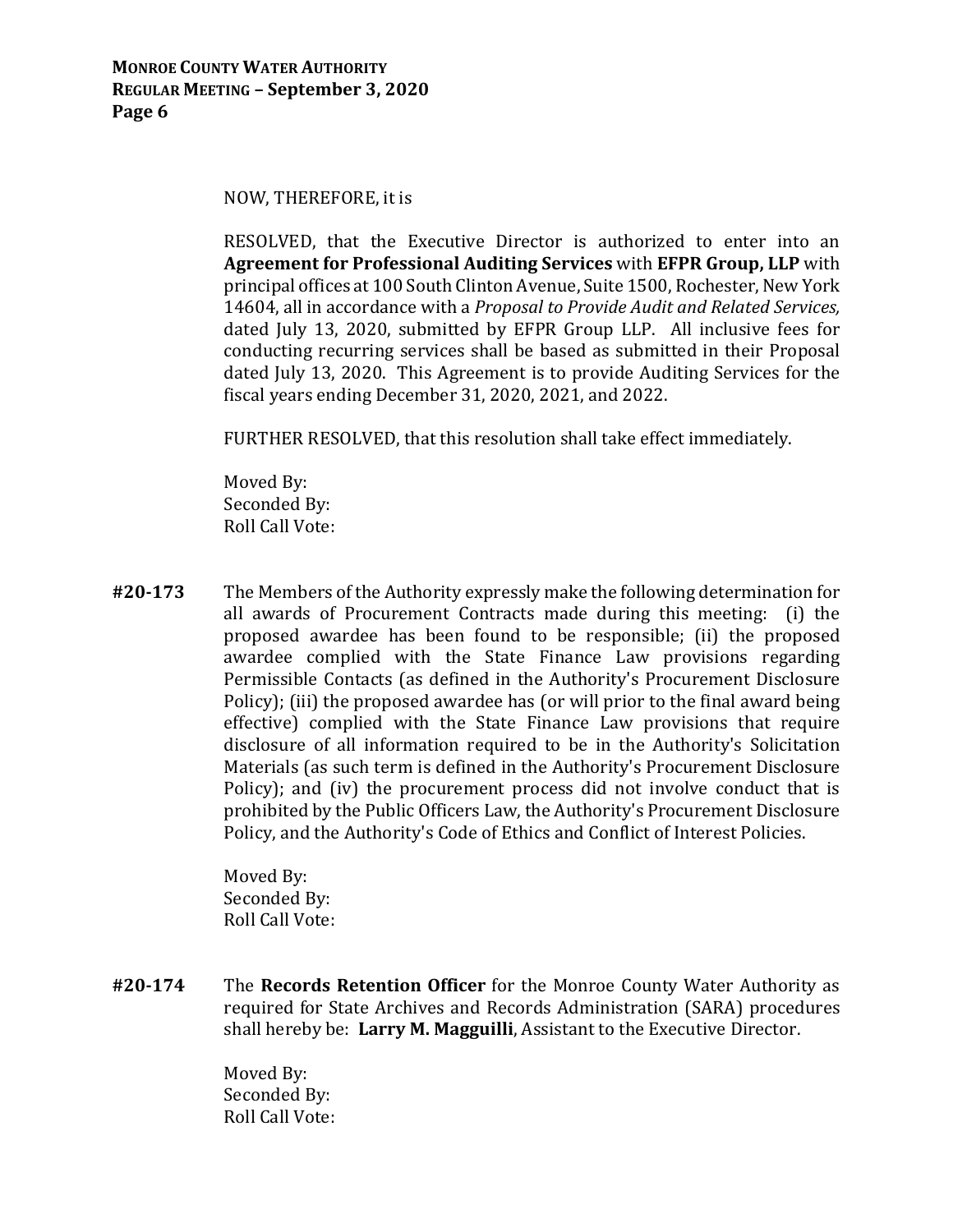NOW, THEREFORE, it is

RESOLVED, that the Executive Director is authorized to enter into an **Agreement for Professional Auditing Services** with **EFPR Group, LLP** with principal offices at 100 South Clinton Avenue, Suite 1500, Rochester, New York 14604, all in accordance with a *Proposal to Provide Audit and Related Services,* dated July 13, 2020, submitted by EFPR Group LLP. All inclusive fees for conducting recurring services shall be based as submitted in their Proposal dated July 13, 2020. This Agreement is to provide Auditing Services for the fiscal years ending December 31, 2020, 2021, and 2022.

FURTHER RESOLVED, that this resolution shall take effect immediately.

Moved By:
Seconded By:
Roll Call Vote:

**#20-173** The Members of the Authority expressly make the following determination for all awards of Procurement Contracts made during this meeting: (i) the proposed awardee has been found to be responsible; (ii) the proposed awardee complied with the State Finance Law provisions regarding Permissible Contacts (as defined in the Authority's Procurement Disclosure Policy); (iii) the proposed awardee has (or will prior to the final award being effective) complied with the State Finance Law provisions that require disclosure of all information required to be in the Authority's Solicitation Materials (as such term is defined in the Authority's Procurement Disclosure Policy); and (iv) the procurement process did not involve conduct that is prohibited by the Public Officers Law, the Authority's Procurement Disclosure Policy, and the Authority's Code of Ethics and Conflict of Interest Policies.

Moved By:
Seconded By:
Roll Call Vote:

**#20-174** The **Records Retention Officer** for the Monroe County Water Authority as required for State Archives and Records Administration (SARA) procedures shall hereby be: **Larry M. Magguilli**, Assistant to the Executive Director.

Moved By:
Seconded By:
Roll Call Vote: